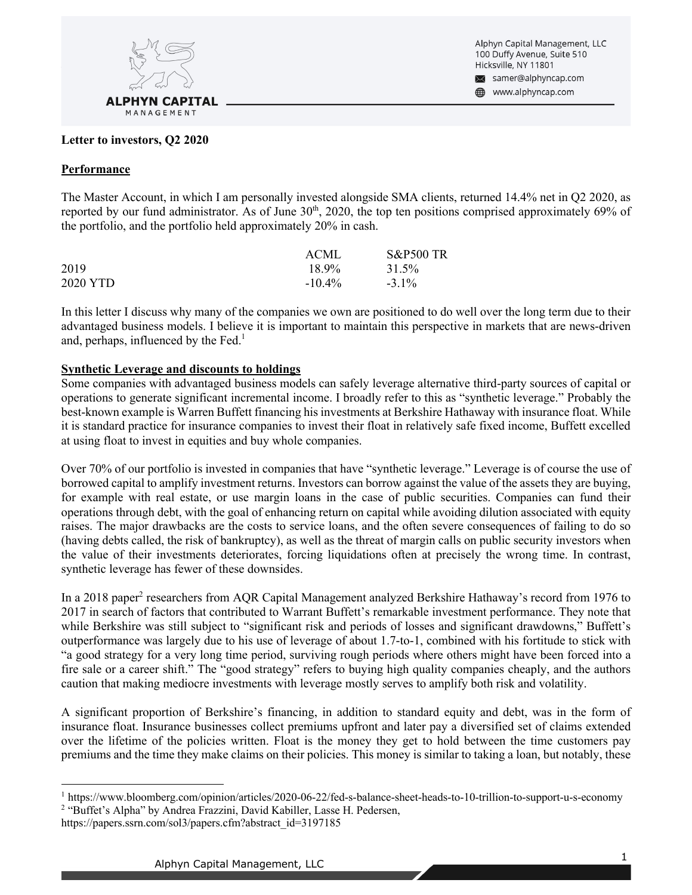Alphyn Capital Management, LLC
100 Duffy Avenue, Suite 510
Hicksville, NY 11801
samer@alphyncap.com
www.alphyncap.com

**Letter to investors, Q2 2020**

**Performance**

The Master Account, in which I am personally invested alongside SMA clients, returned 14.4% net in Q2 2020, as reported by our fund administrator. As of June 30th, 2020, the top ten positions comprised approximately 69% of the portfolio, and the portfolio held approximately 20% in cash.

| | ACML | S&P500 TR |
|---|---|---|
| 2019 | 18.9% | 31.5% |
| 2020 YTD | -10.4% | -3.1% |

In this letter I discuss why many of the companies we own are positioned to do well over the long term due to their advantaged business models. I believe it is important to maintain this perspective in markets that are news-driven and, perhaps, influenced by the Fed.[1]

**Synthetic Leverage and discounts to holdings**

Some companies with advantaged business models can safely leverage alternative third-party sources of capital or operations to generate significant incremental income. I broadly refer to this as "synthetic leverage." Probably the best-known example is Warren Buffett financing his investments at Berkshire Hathaway with insurance float. While it is standard practice for insurance companies to invest their float in relatively safe fixed income, Buffett excelled at using float to invest in equities and buy whole companies.

Over 70% of our portfolio is invested in companies that have "synthetic leverage." Leverage is of course the use of borrowed capital to amplify investment returns. Investors can borrow against the value of the assets they are buying, for example with real estate, or use margin loans in the case of public securities. Companies can fund their operations through debt, with the goal of enhancing return on capital while avoiding dilution associated with equity raises. The major drawbacks are the costs to service loans, and the often severe consequences of failing to do so (having debts called, the risk of bankruptcy), as well as the threat of margin calls on public security investors when the value of their investments deteriorates, forcing liquidations often at precisely the wrong time. In contrast, synthetic leverage has fewer of these downsides.

In a 2018 paper[2] researchers from AQR Capital Management analyzed Berkshire Hathaway's record from 1976 to 2017 in search of factors that contributed to Warrant Buffett's remarkable investment performance. They note that while Berkshire was still subject to "significant risk and periods of losses and significant drawdowns," Buffett's outperformance was largely due to his use of leverage of about 1.7-to-1, combined with his fortitude to stick with "a good strategy for a very long time period, surviving rough periods where others might have been forced into a fire sale or a career shift." The "good strategy" refers to buying high quality companies cheaply, and the authors caution that making mediocre investments with leverage mostly serves to amplify both risk and volatility.

A significant proportion of Berkshire's financing, in addition to standard equity and debt, was in the form of insurance float. Insurance businesses collect premiums upfront and later pay a diversified set of claims extended over the lifetime of the policies written. Float is the money they get to hold between the time customers pay premiums and the time they make claims on their policies. This money is similar to taking a loan, but notably, these

[1] https://www.bloomberg.com/opinion/articles/2020-06-22/fed-s-balance-sheet-heads-to-10-trillion-to-support-u-s-economy

[2] "Buffet's Alpha" by Andrea Frazzini, David Kabiller, Lasse H. Pedersen, https://papers.ssrn.com/sol3/papers.cfm?abstract_id=3197185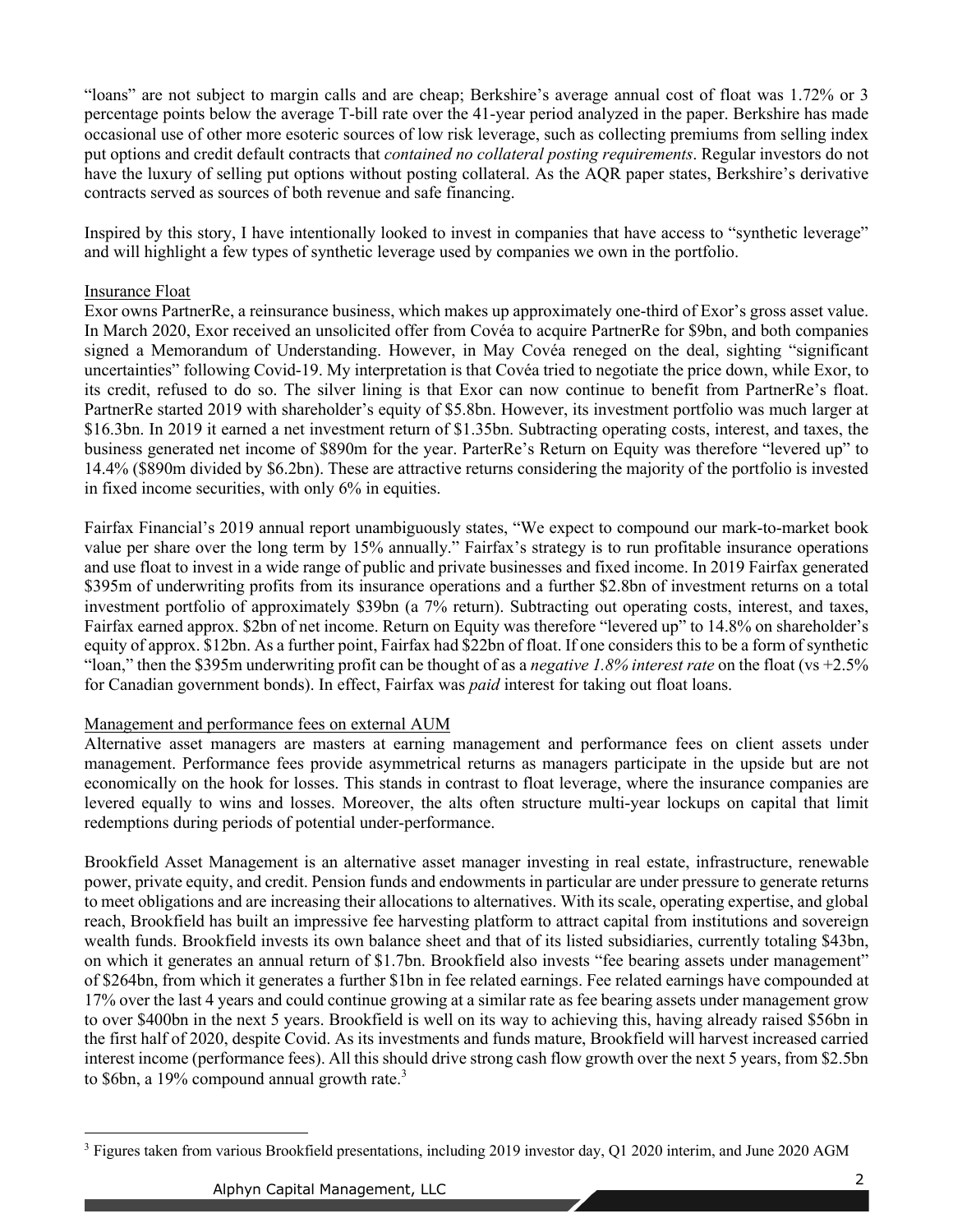"loans" are not subject to margin calls and are cheap; Berkshire's average annual cost of float was 1.72% or 3 percentage points below the average T-bill rate over the 41-year period analyzed in the paper. Berkshire has made occasional use of other more esoteric sources of low risk leverage, such as collecting premiums from selling index put options and credit default contracts that *contained no collateral posting requirements*. Regular investors do not have the luxury of selling put options without posting collateral. As the AQR paper states, Berkshire's derivative contracts served as sources of both revenue and safe financing.

Inspired by this story, I have intentionally looked to invest in companies that have access to "synthetic leverage" and will highlight a few types of synthetic leverage used by companies we own in the portfolio.

### Insurance Float

Exor owns PartnerRe, a reinsurance business, which makes up approximately one-third of Exor's gross asset value. In March 2020, Exor received an unsolicited offer from Covéa to acquire PartnerRe for $9bn, and both companies signed a Memorandum of Understanding. However, in May Covéa reneged on the deal, sighting "significant uncertainties" following Covid-19. My interpretation is that Covéa tried to negotiate the price down, while Exor, to its credit, refused to do so. The silver lining is that Exor can now continue to benefit from PartnerRe's float. PartnerRe started 2019 with shareholder's equity of $5.8bn. However, its investment portfolio was much larger at $16.3bn. In 2019 it earned a net investment return of $1.35bn. Subtracting operating costs, interest, and taxes, the business generated net income of $890m for the year. ParterRe's Return on Equity was therefore "levered up" to 14.4% ($890m divided by $6.2bn). These are attractive returns considering the majority of the portfolio is invested in fixed income securities, with only 6% in equities.

Fairfax Financial's 2019 annual report unambiguously states, "We expect to compound our mark-to-market book value per share over the long term by 15% annually." Fairfax's strategy is to run profitable insurance operations and use float to invest in a wide range of public and private businesses and fixed income. In 2019 Fairfax generated $395m of underwriting profits from its insurance operations and a further $2.8bn of investment returns on a total investment portfolio of approximately $39bn (a 7% return). Subtracting out operating costs, interest, and taxes, Fairfax earned approx. $2bn of net income. Return on Equity was therefore "levered up" to 14.8% on shareholder's equity of approx. $12bn. As a further point, Fairfax had $22bn of float. If one considers this to be a form of synthetic "loan," then the $395m underwriting profit can be thought of as a *negative 1.8% interest rate* on the float (vs +2.5% for Canadian government bonds). In effect, Fairfax was *paid* interest for taking out float loans.

### Management and performance fees on external AUM

Alternative asset managers are masters at earning management and performance fees on client assets under management. Performance fees provide asymmetrical returns as managers participate in the upside but are not economically on the hook for losses. This stands in contrast to float leverage, where the insurance companies are levered equally to wins and losses. Moreover, the alts often structure multi-year lockups on capital that limit redemptions during periods of potential under-performance.

Brookfield Asset Management is an alternative asset manager investing in real estate, infrastructure, renewable power, private equity, and credit. Pension funds and endowments in particular are under pressure to generate returns to meet obligations and are increasing their allocations to alternatives. With its scale, operating expertise, and global reach, Brookfield has built an impressive fee harvesting platform to attract capital from institutions and sovereign wealth funds. Brookfield invests its own balance sheet and that of its listed subsidiaries, currently totaling $43bn, on which it generates an annual return of $1.7bn. Brookfield also invests "fee bearing assets under management" of $264bn, from which it generates a further $1bn in fee related earnings. Fee related earnings have compounded at 17% over the last 4 years and could continue growing at a similar rate as fee bearing assets under management grow to over $400bn in the next 5 years. Brookfield is well on its way to achieving this, having already raised $56bn in the first half of 2020, despite Covid. As its investments and funds mature, Brookfield will harvest increased carried interest income (performance fees). All this should drive strong cash flow growth over the next 5 years, from $2.5bn to $6bn, a 19% compound annual growth rate.[3]

---

[3] Figures taken from various Brookfield presentations, including 2019 investor day, Q1 2020 interim, and June 2020 AGM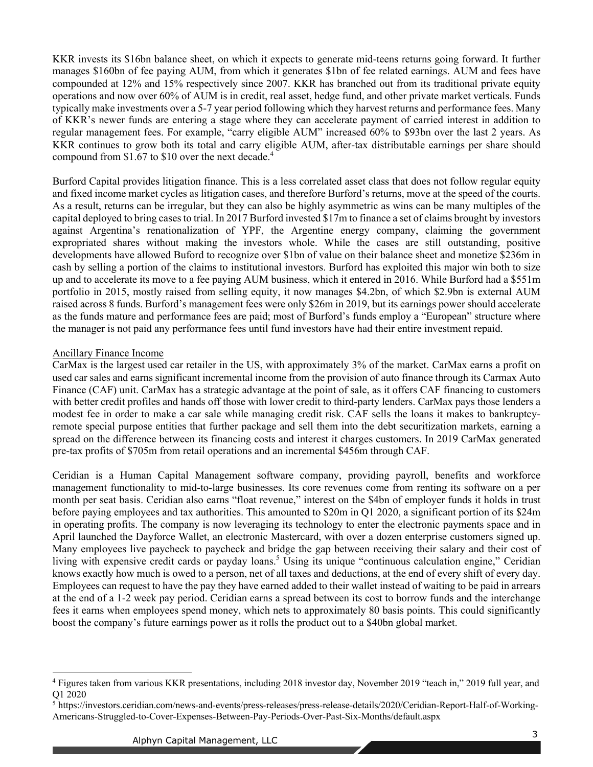KKR invests its $16bn balance sheet, on which it expects to generate mid-teens returns going forward. It further manages $160bn of fee paying AUM, from which it generates $1bn of fee related earnings. AUM and fees have compounded at 12% and 15% respectively since 2007. KKR has branched out from its traditional private equity operations and now over 60% of AUM is in credit, real asset, hedge fund, and other private market verticals. Funds typically make investments over a 5-7 year period following which they harvest returns and performance fees. Many of KKR's newer funds are entering a stage where they can accelerate payment of carried interest in addition to regular management fees. For example, "carry eligible AUM" increased 60% to $93bn over the last 2 years. As KKR continues to grow both its total and carry eligible AUM, after-tax distributable earnings per share should compound from $1.67 to $10 over the next decade.[4]

Burford Capital provides litigation finance. This is a less correlated asset class that does not follow regular equity and fixed income market cycles as litigation cases, and therefore Burford's returns, move at the speed of the courts. As a result, returns can be irregular, but they can also be highly asymmetric as wins can be many multiples of the capital deployed to bring cases to trial. In 2017 Burford invested $17m to finance a set of claims brought by investors against Argentina's renationalization of YPF, the Argentine energy company, claiming the government expropriated shares without making the investors whole. While the cases are still outstanding, positive developments have allowed Buford to recognize over $1bn of value on their balance sheet and monetize $236m in cash by selling a portion of the claims to institutional investors. Burford has exploited this major win both to size up and to accelerate its move to a fee paying AUM business, which it entered in 2016. While Burford had a $551m portfolio in 2015, mostly raised from selling equity, it now manages $4.2bn, of which $2.9bn is external AUM raised across 8 funds. Burford's management fees were only $26m in 2019, but its earnings power should accelerate as the funds mature and performance fees are paid; most of Burford's funds employ a "European" structure where the manager is not paid any performance fees until fund investors have had their entire investment repaid.

<u>Ancillary Finance Income</u>

CarMax is the largest used car retailer in the US, with approximately 3% of the market. CarMax earns a profit on used car sales and earns significant incremental income from the provision of auto finance through its Carmax Auto Finance (CAF) unit. CarMax has a strategic advantage at the point of sale, as it offers CAF financing to customers with better credit profiles and hands off those with lower credit to third-party lenders. CarMax pays those lenders a modest fee in order to make a car sale while managing credit risk. CAF sells the loans it makes to bankruptcy-remote special purpose entities that further package and sell them into the debt securitization markets, earning a spread on the difference between its financing costs and interest it charges customers. In 2019 CarMax generated pre-tax profits of $705m from retail operations and an incremental $456m through CAF.

Ceridian is a Human Capital Management software company, providing payroll, benefits and workforce management functionality to mid-to-large businesses. Its core revenues come from renting its software on a per month per seat basis. Ceridian also earns "float revenue," interest on the $4bn of employer funds it holds in trust before paying employees and tax authorities. This amounted to $20m in Q1 2020, a significant portion of its $24m in operating profits. The company is now leveraging its technology to enter the electronic payments space and in April launched the Dayforce Wallet, an electronic Mastercard, with over a dozen enterprise customers signed up. Many employees live paycheck to paycheck and bridge the gap between receiving their salary and their cost of living with expensive credit cards or payday loans.[5] Using its unique "continuous calculation engine," Ceridian knows exactly how much is owed to a person, net of all taxes and deductions, at the end of every shift of every day. Employees can request to have the pay they have earned added to their wallet instead of waiting to be paid in arrears at the end of a 1-2 week pay period. Ceridian earns a spread between its cost to borrow funds and the interchange fees it earns when employees spend money, which nets to approximately 80 basis points. This could significantly boost the company's future earnings power as it rolls the product out to a $40bn global market.

---

[4] Figures taken from various KKR presentations, including 2018 investor day, November 2019 "teach in," 2019 full year, and Q1 2020

[5] https://investors.ceridian.com/news-and-events/press-releases/press-release-details/2020/Ceridian-Report-Half-of-Working-Americans-Struggled-to-Cover-Expenses-Between-Pay-Periods-Over-Past-Six-Months/default.aspx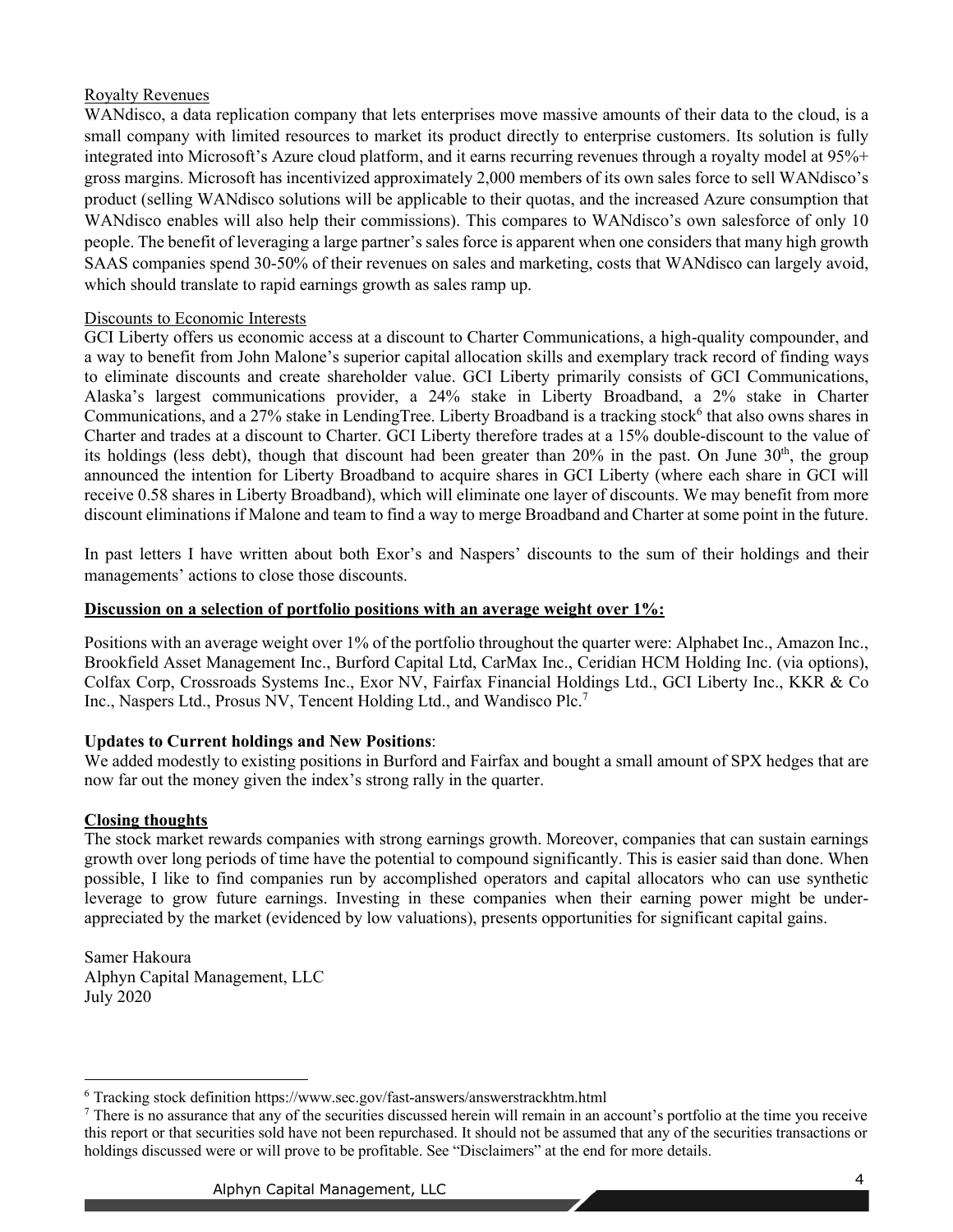Royalty Revenues

WANdisco, a data replication company that lets enterprises move massive amounts of their data to the cloud, is a small company with limited resources to market its product directly to enterprise customers. Its solution is fully integrated into Microsoft's Azure cloud platform, and it earns recurring revenues through a royalty model at 95%+ gross margins. Microsoft has incentivized approximately 2,000 members of its own sales force to sell WANdisco's product (selling WANdisco solutions will be applicable to their quotas, and the increased Azure consumption that WANdisco enables will also help their commissions). This compares to WANdisco's own salesforce of only 10 people. The benefit of leveraging a large partner's sales force is apparent when one considers that many high growth SAAS companies spend 30-50% of their revenues on sales and marketing, costs that WANdisco can largely avoid, which should translate to rapid earnings growth as sales ramp up.

Discounts to Economic Interests

GCI Liberty offers us economic access at a discount to Charter Communications, a high-quality compounder, and a way to benefit from John Malone's superior capital allocation skills and exemplary track record of finding ways to eliminate discounts and create shareholder value. GCI Liberty primarily consists of GCI Communications, Alaska's largest communications provider, a 24% stake in Liberty Broadband, a 2% stake in Charter Communications, and a 27% stake in LendingTree. Liberty Broadband is a tracking stock[6] that also owns shares in Charter and trades at a discount to Charter. GCI Liberty therefore trades at a 15% double-discount to the value of its holdings (less debt), though that discount had been greater than 20% in the past. On June 30th, the group announced the intention for Liberty Broadband to acquire shares in GCI Liberty (where each share in GCI will receive 0.58 shares in Liberty Broadband), which will eliminate one layer of discounts. We may benefit from more discount eliminations if Malone and team to find a way to merge Broadband and Charter at some point in the future.

In past letters I have written about both Exor's and Naspers' discounts to the sum of their holdings and their managements' actions to close those discounts.

**Discussion on a selection of portfolio positions with an average weight over 1%:**

Positions with an average weight over 1% of the portfolio throughout the quarter were: Alphabet Inc., Amazon Inc., Brookfield Asset Management Inc., Burford Capital Ltd, CarMax Inc., Ceridian HCM Holding Inc. (via options), Colfax Corp, Crossroads Systems Inc., Exor NV, Fairfax Financial Holdings Ltd., GCI Liberty Inc., KKR & Co Inc., Naspers Ltd., Prosus NV, Tencent Holding Ltd., and Wandisco Plc.[7]

**Updates to Current holdings and New Positions**:

We added modestly to existing positions in Burford and Fairfax and bought a small amount of SPX hedges that are now far out the money given the index's strong rally in the quarter.

**Closing thoughts**

The stock market rewards companies with strong earnings growth. Moreover, companies that can sustain earnings growth over long periods of time have the potential to compound significantly. This is easier said than done. When possible, I like to find companies run by accomplished operators and capital allocators who can use synthetic leverage to grow future earnings. Investing in these companies when their earning power might be under-appreciated by the market (evidenced by low valuations), presents opportunities for significant capital gains.

Samer Hakoura
Alphyn Capital Management, LLC
July 2020

---

[6] Tracking stock definition https://www.sec.gov/fast-answers/answerstrackhtm.html

[7] There is no assurance that any of the securities discussed herein will remain in an account's portfolio at the time you receive this report or that securities sold have not been repurchased. It should not be assumed that any of the securities transactions or holdings discussed were or will prove to be profitable. See "Disclaimers" at the end for more details.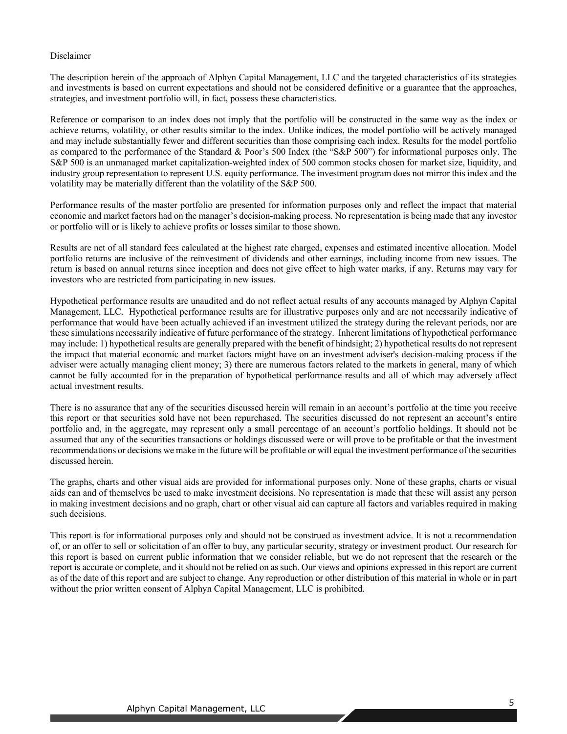Disclaimer

The description herein of the approach of Alphyn Capital Management, LLC and the targeted characteristics of its strategies and investments is based on current expectations and should not be considered definitive or a guarantee that the approaches, strategies, and investment portfolio will, in fact, possess these characteristics.

Reference or comparison to an index does not imply that the portfolio will be constructed in the same way as the index or achieve returns, volatility, or other results similar to the index. Unlike indices, the model portfolio will be actively managed and may include substantially fewer and different securities than those comprising each index. Results for the model portfolio as compared to the performance of the Standard & Poor's 500 Index (the "S&P 500") for informational purposes only. The S&P 500 is an unmanaged market capitalization-weighted index of 500 common stocks chosen for market size, liquidity, and industry group representation to represent U.S. equity performance. The investment program does not mirror this index and the volatility may be materially different than the volatility of the S&P 500.

Performance results of the master portfolio are presented for information purposes only and reflect the impact that material economic and market factors had on the manager's decision-making process. No representation is being made that any investor or portfolio will or is likely to achieve profits or losses similar to those shown.

Results are net of all standard fees calculated at the highest rate charged, expenses and estimated incentive allocation. Model portfolio returns are inclusive of the reinvestment of dividends and other earnings, including income from new issues. The return is based on annual returns since inception and does not give effect to high water marks, if any. Returns may vary for investors who are restricted from participating in new issues.

Hypothetical performance results are unaudited and do not reflect actual results of any accounts managed by Alphyn Capital Management, LLC. Hypothetical performance results are for illustrative purposes only and are not necessarily indicative of performance that would have been actually achieved if an investment utilized the strategy during the relevant periods, nor are these simulations necessarily indicative of future performance of the strategy. Inherent limitations of hypothetical performance may include: 1) hypothetical results are generally prepared with the benefit of hindsight; 2) hypothetical results do not represent the impact that material economic and market factors might have on an investment adviser's decision-making process if the adviser were actually managing client money; 3) there are numerous factors related to the markets in general, many of which cannot be fully accounted for in the preparation of hypothetical performance results and all of which may adversely affect actual investment results.

There is no assurance that any of the securities discussed herein will remain in an account's portfolio at the time you receive this report or that securities sold have not been repurchased. The securities discussed do not represent an account's entire portfolio and, in the aggregate, may represent only a small percentage of an account's portfolio holdings. It should not be assumed that any of the securities transactions or holdings discussed were or will prove to be profitable or that the investment recommendations or decisions we make in the future will be profitable or will equal the investment performance of the securities discussed herein.

The graphs, charts and other visual aids are provided for informational purposes only. None of these graphs, charts or visual aids can and of themselves be used to make investment decisions. No representation is made that these will assist any person in making investment decisions and no graph, chart or other visual aid can capture all factors and variables required in making such decisions.

This report is for informational purposes only and should not be construed as investment advice. It is not a recommendation of, or an offer to sell or solicitation of an offer to buy, any particular security, strategy or investment product. Our research for this report is based on current public information that we consider reliable, but we do not represent that the research or the report is accurate or complete, and it should not be relied on as such. Our views and opinions expressed in this report are current as of the date of this report and are subject to change. Any reproduction or other distribution of this material in whole or in part without the prior written consent of Alphyn Capital Management, LLC is prohibited.